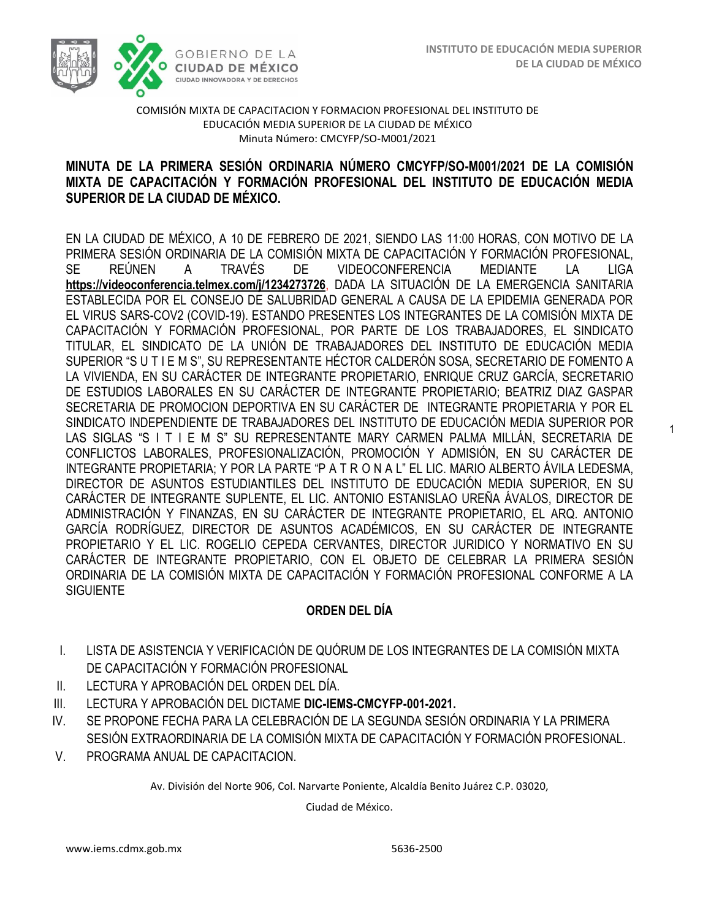INSTITUTO DE EDUCACIÓN MEDIA SUPERIOR DE LA CIUDAD DE MÉXICO

COMISIÓN MIXTA DE CAPACITACION Y FORMACION PROFESIONAL DEL INSTITUTO DE EDUCACIÓN MEDIA SUPERIOR DE LA CIUDAD DE MÉXICO
Minuta Número: CMCYFP/SO-M001/2021

# MINUTA DE LA PRIMERA SESIÓN ORDINARIA NÚMERO CMCYFP/SO-M001/2021 DE LA COMISIÓN MIXTA DE CAPACITACIÓN Y FORMACIÓN PROFESIONAL DEL INSTITUTO DE EDUCACIÓN MEDIA SUPERIOR DE LA CIUDAD DE MÉXICO.

EN LA CIUDAD DE MÉXICO, A 10 DE FEBRERO DE 2021, SIENDO LAS 11:00 HORAS, CON MOTIVO DE LA PRIMERA SESIÓN ORDINARIA DE LA COMISIÓN MIXTA DE CAPACITACIÓN Y FORMACIÓN PROFESIONAL, SE REÚNEN A TRAVÉS DE VIDEOCONFERENCIA MEDIANTE LA LIGA **https://videoconferencia.telmex.com/j/1234273726**, DADA LA SITUACIÓN DE LA EMERGENCIA SANITARIA ESTABLECIDA POR EL CONSEJO DE SALUBRIDAD GENERAL A CAUSA DE LA EPIDEMIA GENERADA POR EL VIRUS SARS-COV2 (COVID-19). ESTANDO PRESENTES LOS INTEGRANTES DE LA COMISIÓN MIXTA DE CAPACITACIÓN Y FORMACIÓN PROFESIONAL, POR PARTE DE LOS TRABAJADORES, EL SINDICATO TITULAR, EL SINDICATO DE LA UNIÓN DE TRABAJADORES DEL INSTITUTO DE EDUCACIÓN MEDIA SUPERIOR "S U T I E M S", SU REPRESENTANTE HÉCTOR CALDERÓN SOSA, SECRETARIO DE FOMENTO A LA VIVIENDA, EN SU CARÁCTER DE INTEGRANTE PROPIETARIO, ENRIQUE CRUZ GARCÍA, SECRETARIO DE ESTUDIOS LABORALES EN SU CARÁCTER DE INTEGRANTE PROPIETARIO; BEATRIZ DIAZ GASPAR SECRETARIA DE PROMOCION DEPORTIVA EN SU CARÁCTER DE INTEGRANTE PROPIETARIA Y POR EL SINDICATO INDEPENDIENTE DE TRABAJADORES DEL INSTITUTO DE EDUCACIÓN MEDIA SUPERIOR POR LAS SIGLAS "S I T I E M S" SU REPRESENTANTE MARY CARMEN PALMA MILLÁN, SECRETARIA DE CONFLICTOS LABORALES, PROFESIONALIZACIÓN, PROMOCIÓN Y ADMISIÓN, EN SU CARÁCTER DE INTEGRANTE PROPIETARIA; Y POR LA PARTE "P A T R O N A L" EL LIC. MARIO ALBERTO ÁVILA LEDESMA, DIRECTOR DE ASUNTOS ESTUDIANTILES DEL INSTITUTO DE EDUCACIÓN MEDIA SUPERIOR, EN SU CARÁCTER DE INTEGRANTE SUPLENTE, EL LIC. ANTONIO ESTANISLAO UREÑA ÁVALOS, DIRECTOR DE ADMINISTRACIÓN Y FINANZAS, EN SU CARÁCTER DE INTEGRANTE PROPIETARIO, EL ARQ. ANTONIO GARCÍA RODRÍGUEZ, DIRECTOR DE ASUNTOS ACADÉMICOS, EN SU CARÁCTER DE INTEGRANTE PROPIETARIO Y EL LIC. ROGELIO CEPEDA CERVANTES, DIRECTOR JURIDICO Y NORMATIVO EN SU CARÁCTER DE INTEGRANTE PROPIETARIO, CON EL OBJETO DE CELEBRAR LA PRIMERA SESIÓN ORDINARIA DE LA COMISIÓN MIXTA DE CAPACITACIÓN Y FORMACIÓN PROFESIONAL CONFORME A LA SIGUIENTE

## ORDEN DEL DÍA

I. LISTA DE ASISTENCIA Y VERIFICACIÓN DE QUÓRUM DE LOS INTEGRANTES DE LA COMISIÓN MIXTA DE CAPACITACIÓN Y FORMACIÓN PROFESIONAL
II. LECTURA Y APROBACIÓN DEL ORDEN DEL DÍA.
III. LECTURA Y APROBACIÓN DEL DICTAME **DIC-IEMS-CMCYFP-001-2021.**
IV. SE PROPONE FECHA PARA LA CELEBRACIÓN DE LA SEGUNDA SESIÓN ORDINARIA Y LA PRIMERA SESIÓN EXTRAORDINARIA DE LA COMISIÓN MIXTA DE CAPACITACIÓN Y FORMACIÓN PROFESIONAL.
V. PROGRAMA ANUAL DE CAPACITACION.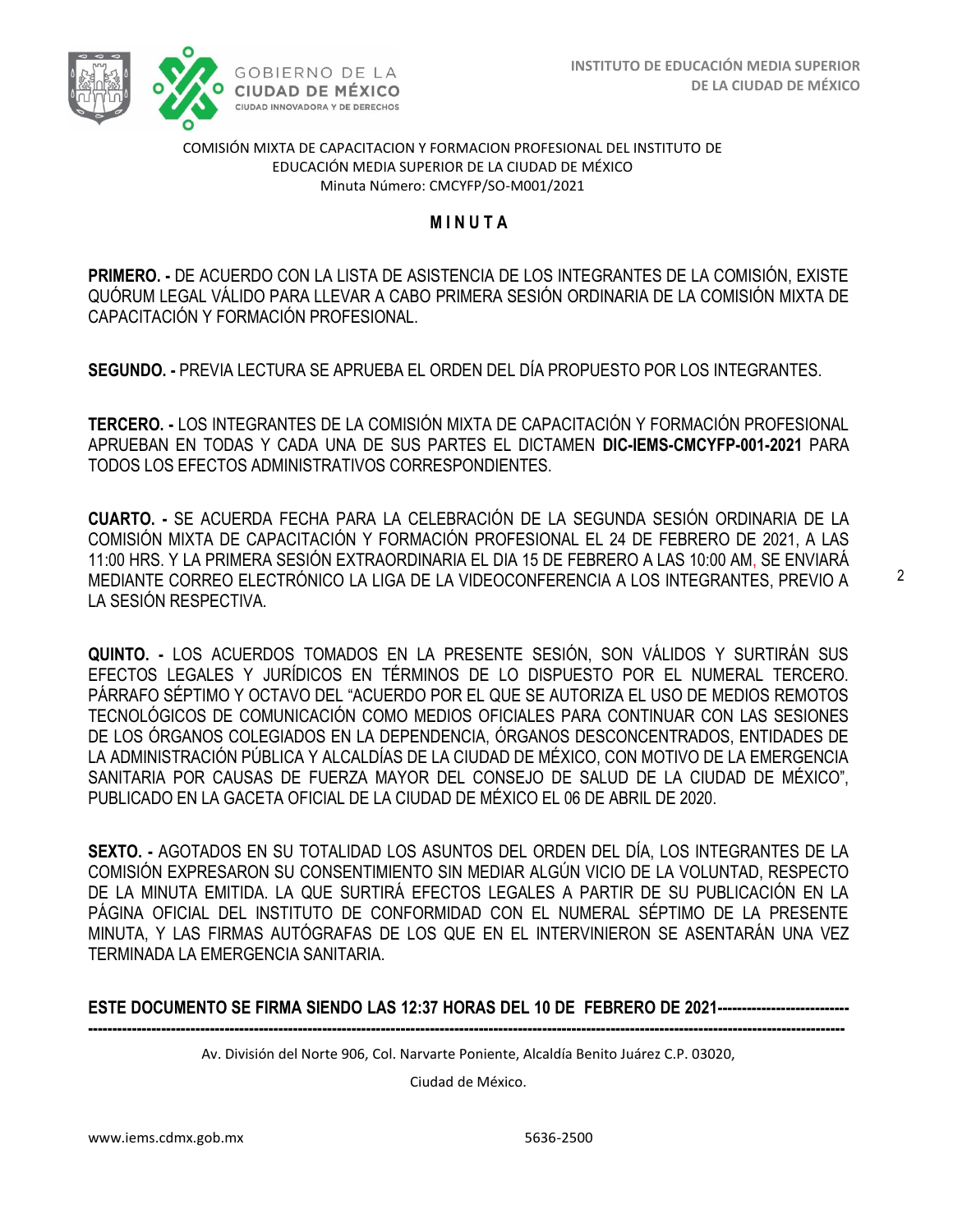COMISIÓN MIXTA DE CAPACITACION Y FORMACION PROFESIONAL DEL INSTITUTO DE EDUCACIÓN MEDIA SUPERIOR DE LA CIUDAD DE MÉXICO
Minuta Número: CMCYFP/SO-M001/2021

## M I N U T A

**PRIMERO. -** DE ACUERDO CON LA LISTA DE ASISTENCIA DE LOS INTEGRANTES DE LA COMISIÓN, EXISTE QUÓRUM LEGAL VÁLIDO PARA LLEVAR A CABO PRIMERA SESIÓN ORDINARIA DE LA COMISIÓN MIXTA DE CAPACITACIÓN Y FORMACIÓN PROFESIONAL.

**SEGUNDO. -** PREVIA LECTURA SE APRUEBA EL ORDEN DEL DÍA PROPUESTO POR LOS INTEGRANTES.

**TERCERO. -** LOS INTEGRANTES DE LA COMISIÓN MIXTA DE CAPACITACIÓN Y FORMACIÓN PROFESIONAL APRUEBAN EN TODAS Y CADA UNA DE SUS PARTES EL DICTAMEN **DIC-IEMS-CMCYFP-001-2021** PARA TODOS LOS EFECTOS ADMINISTRATIVOS CORRESPONDIENTES.

**CUARTO. -** SE ACUERDA FECHA PARA LA CELEBRACIÓN DE LA SEGUNDA SESIÓN ORDINARIA DE LA COMISIÓN MIXTA DE CAPACITACIÓN Y FORMACIÓN PROFESIONAL EL 24 DE FEBRERO DE 2021, A LAS 11:00 HRS. Y LA PRIMERA SESIÓN EXTRAORDINARIA EL DIA 15 DE FEBRERO A LAS 10:00 AM, SE ENVIARÁ MEDIANTE CORREO ELECTRÓNICO LA LIGA DE LA VIDEOCONFERENCIA A LOS INTEGRANTES, PREVIO A LA SESIÓN RESPECTIVA.

**QUINTO. -** LOS ACUERDOS TOMADOS EN LA PRESENTE SESIÓN, SON VÁLIDOS Y SURTIRÁN SUS EFECTOS LEGALES Y JURÍDICOS EN TÉRMINOS DE LO DISPUESTO POR EL NUMERAL TERCERO. PÁRRAFO SÉPTIMO Y OCTAVO DEL "ACUERDO POR EL QUE SE AUTORIZA EL USO DE MEDIOS REMOTOS TECNOLÓGICOS DE COMUNICACIÓN COMO MEDIOS OFICIALES PARA CONTINUAR CON LAS SESIONES DE LOS ÓRGANOS COLEGIADOS EN LA DEPENDENCIA, ÓRGANOS DESCONCENTRADOS, ENTIDADES DE LA ADMINISTRACIÓN PÚBLICA Y ALCALDÍAS DE LA CIUDAD DE MÉXICO, CON MOTIVO DE LA EMERGENCIA SANITARIA POR CAUSAS DE FUERZA MAYOR DEL CONSEJO DE SALUD DE LA CIUDAD DE MÉXICO", PUBLICADO EN LA GACETA OFICIAL DE LA CIUDAD DE MÉXICO EL 06 DE ABRIL DE 2020.

**SEXTO. -** AGOTADOS EN SU TOTALIDAD LOS ASUNTOS DEL ORDEN DEL DÍA, LOS INTEGRANTES DE LA COMISIÓN EXPRESARON SU CONSENTIMIENTO SIN MEDIAR ALGÚN VICIO DE LA VOLUNTAD, RESPECTO DE LA MINUTA EMITIDA. LA QUE SURTIRÁ EFECTOS LEGALES A PARTIR DE SU PUBLICACIÓN EN LA PÁGINA OFICIAL DEL INSTITUTO DE CONFORMIDAD CON EL NUMERAL SÉPTIMO DE LA PRESENTE MINUTA, Y LAS FIRMAS AUTÓGRAFAS DE LOS QUE EN EL INTERVINIERON SE ASENTARÁN UNA VEZ TERMINADA LA EMERGENCIA SANITARIA.

**ESTE DOCUMENTO SE FIRMA SIENDO LAS 12:37 HORAS DEL 10 DE FEBRERO DE 2021---------------------------------------------------------------------------------------------------------------------------------------------------------------------------------**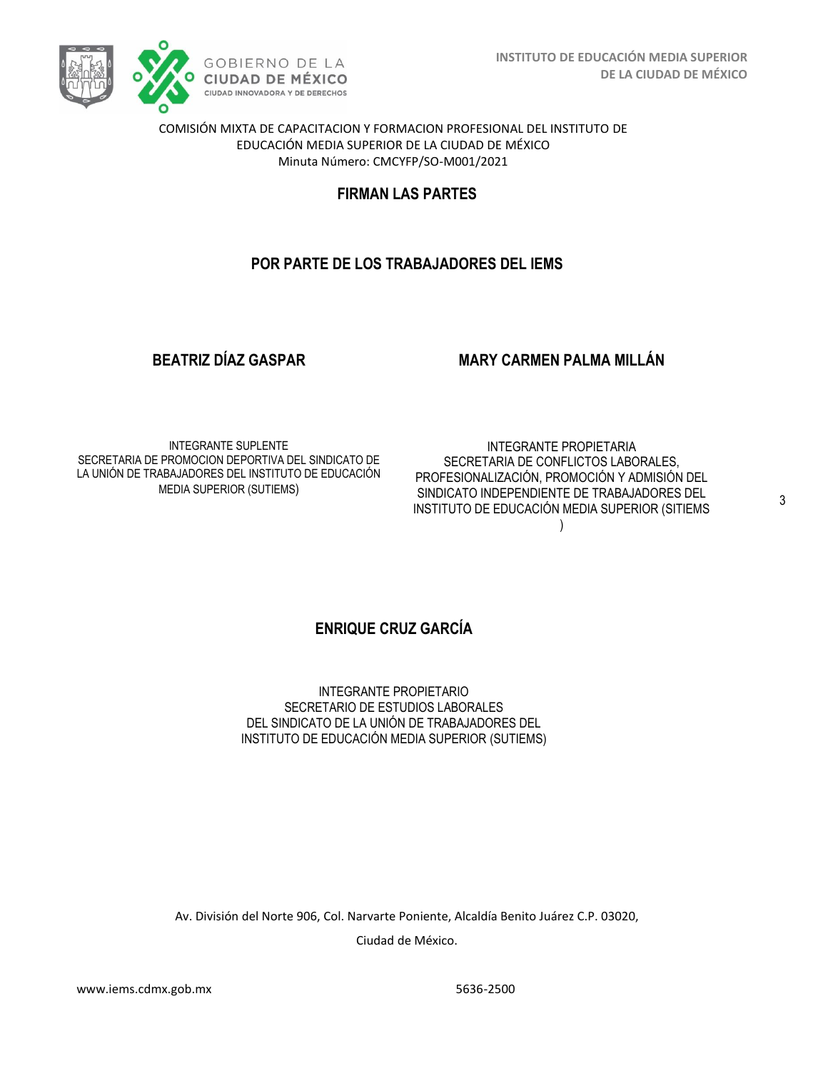COMISIÓN MIXTA DE CAPACITACION Y FORMACION PROFESIONAL DEL INSTITUTO DE EDUCACIÓN MEDIA SUPERIOR DE LA CIUDAD DE MÉXICO
Minuta Número: CMCYFP/SO-M001/2021

## FIRMAN LAS PARTES

## POR PARTE DE LOS TRABAJADORES DEL IEMS

**BEATRIZ DÍAZ GASPAR**

INTEGRANTE SUPLENTE
SECRETARIA DE PROMOCION DEPORTIVA DEL SINDICATO DE LA UNIÓN DE TRABAJADORES DEL INSTITUTO DE EDUCACIÓN MEDIA SUPERIOR (SUTIEMS)

**MARY CARMEN PALMA MILLÁN**

INTEGRANTE PROPIETARIA
SECRETARIA DE CONFLICTOS LABORALES, PROFESIONALIZACIÓN, PROMOCIÓN Y ADMISIÓN DEL SINDICATO INDEPENDIENTE DE TRABAJADORES DEL INSTITUTO DE EDUCACIÓN MEDIA SUPERIOR (SITIEMS )

**ENRIQUE CRUZ GARCÍA**

INTEGRANTE PROPIETARIO
SECRETARIO DE ESTUDIOS LABORALES
DEL SINDICATO DE LA UNIÓN DE TRABAJADORES DEL INSTITUTO DE EDUCACIÓN MEDIA SUPERIOR (SUTIEMS)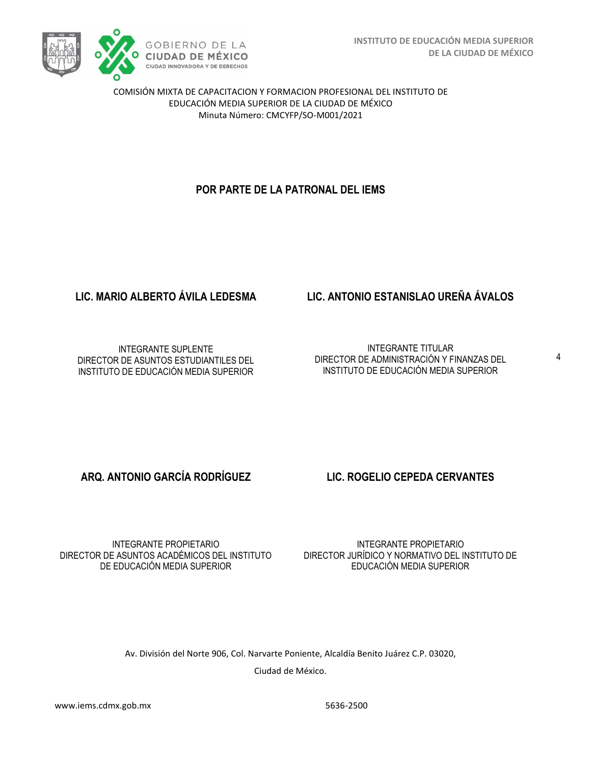COMISIÓN MIXTA DE CAPACITACION Y FORMACION PROFESIONAL DEL INSTITUTO DE EDUCACIÓN MEDIA SUPERIOR DE LA CIUDAD DE MÉXICO
Minuta Número: CMCYFP/SO-M001/2021

**POR PARTE DE LA PATRONAL DEL IEMS**

**LIC. MARIO ALBERTO ÁVILA LEDESMA**

INTEGRANTE SUPLENTE
DIRECTOR DE ASUNTOS ESTUDIANTILES DEL INSTITUTO DE EDUCACIÓN MEDIA SUPERIOR

**LIC. ANTONIO ESTANISLAO UREÑA ÁVALOS**

INTEGRANTE TITULAR
DIRECTOR DE ADMINISTRACIÓN Y FINANZAS DEL INSTITUTO DE EDUCACIÓN MEDIA SUPERIOR

**ARQ. ANTONIO GARCÍA RODRÍGUEZ**

INTEGRANTE PROPIETARIO
DIRECTOR DE ASUNTOS ACADÉMICOS DEL INSTITUTO DE EDUCACIÓN MEDIA SUPERIOR

**LIC. ROGELIO CEPEDA CERVANTES**

INTEGRANTE PROPIETARIO
DIRECTOR JURÍDICO Y NORMATIVO DEL INSTITUTO DE EDUCACIÓN MEDIA SUPERIOR